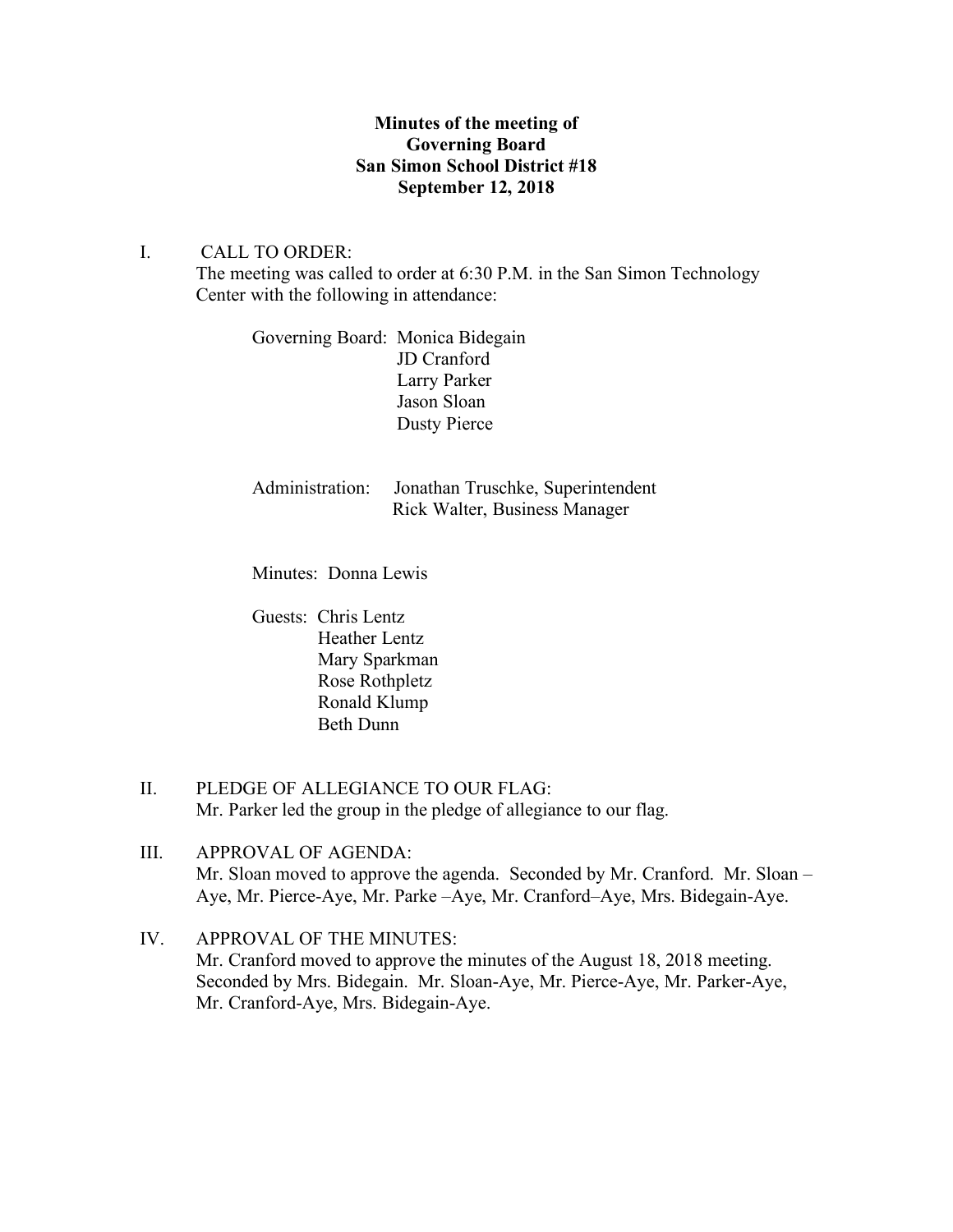**Minutes of the meeting of**
**Governing Board**
**San Simon School District #18**
**September 12, 2018**

I. CALL TO ORDER:
The meeting was called to order at 6:30 P.M. in the San Simon Technology Center with the following in attendance:

Governing Board: Monica Bidegain
JD Cranford
Larry Parker
Jason Sloan
Dusty Pierce

Administration: Jonathan Truschke, Superintendent
Rick Walter, Business Manager

Minutes: Donna Lewis

Guests: Chris Lentz
Heather Lentz
Mary Sparkman
Rose Rothpletz
Ronald Klump
Beth Dunn

II. PLEDGE OF ALLEGIANCE TO OUR FLAG:
Mr. Parker led the group in the pledge of allegiance to our flag.

III. APPROVAL OF AGENDA:
Mr. Sloan moved to approve the agenda. Seconded by Mr. Cranford. Mr. Sloan – Aye, Mr. Pierce-Aye, Mr. Parke –Aye, Mr. Cranford–Aye, Mrs. Bidegain-Aye.

IV. APPROVAL OF THE MINUTES:
Mr. Cranford moved to approve the minutes of the August 18, 2018 meeting. Seconded by Mrs. Bidegain. Mr. Sloan-Aye, Mr. Pierce-Aye, Mr. Parker-Aye, Mr. Cranford-Aye, Mrs. Bidegain-Aye.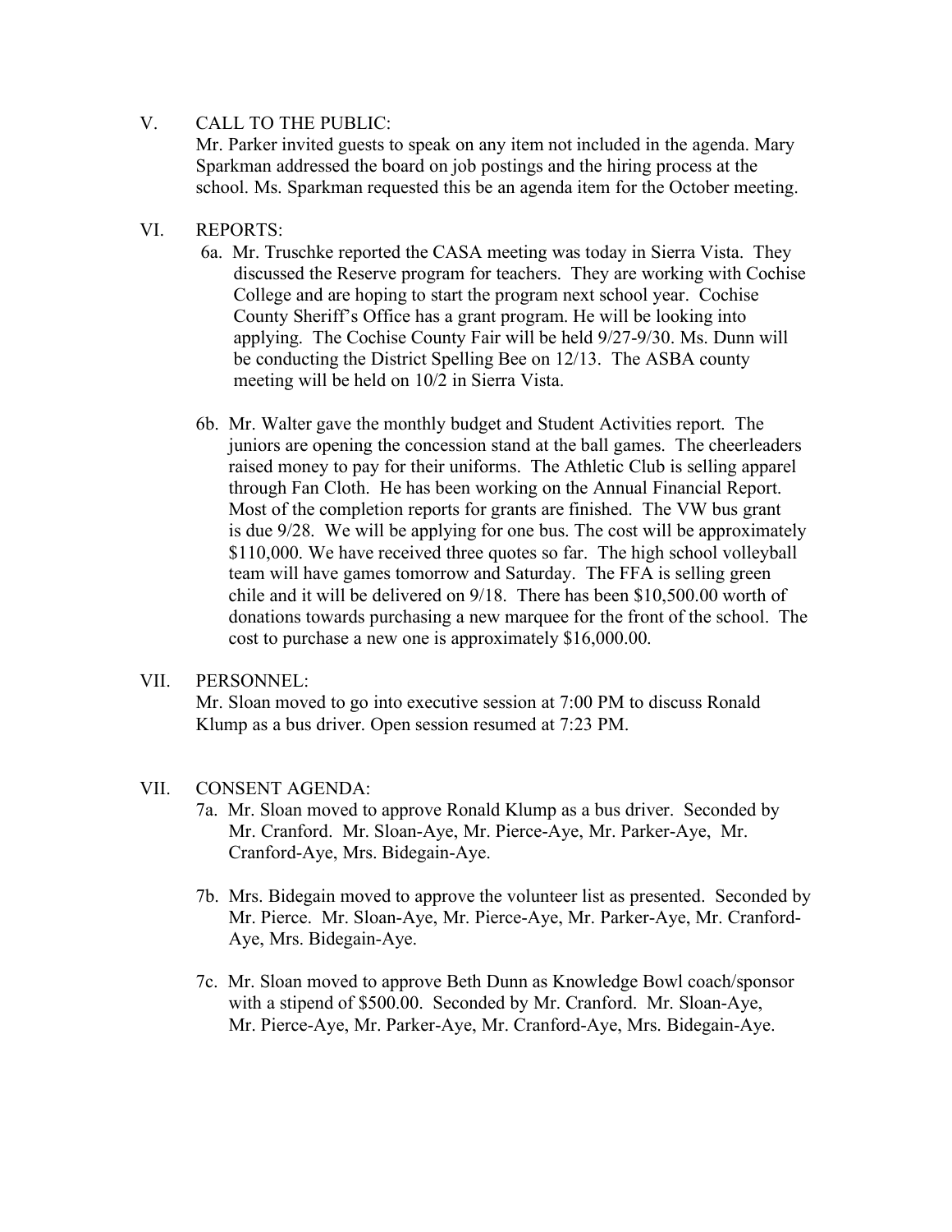V. CALL TO THE PUBLIC:

Mr. Parker invited guests to speak on any item not included in the agenda. Mary Sparkman addressed the board on job postings and the hiring process at the school. Ms. Sparkman requested this be an agenda item for the October meeting.

VI. REPORTS:

6a. Mr. Truschke reported the CASA meeting was today in Sierra Vista. They discussed the Reserve program for teachers. They are working with Cochise College and are hoping to start the program next school year. Cochise County Sheriff's Office has a grant program. He will be looking into applying. The Cochise County Fair will be held 9/27-9/30. Ms. Dunn will be conducting the District Spelling Bee on 12/13. The ASBA county meeting will be held on 10/2 in Sierra Vista.

6b. Mr. Walter gave the monthly budget and Student Activities report. The juniors are opening the concession stand at the ball games. The cheerleaders raised money to pay for their uniforms. The Athletic Club is selling apparel through Fan Cloth. He has been working on the Annual Financial Report. Most of the completion reports for grants are finished. The VW bus grant is due 9/28. We will be applying for one bus. The cost will be approximately $110,000. We have received three quotes so far. The high school volleyball team will have games tomorrow and Saturday. The FFA is selling green chile and it will be delivered on 9/18. There has been $10,500.00 worth of donations towards purchasing a new marquee for the front of the school. The cost to purchase a new one is approximately $16,000.00.

VII. PERSONNEL:

Mr. Sloan moved to go into executive session at 7:00 PM to discuss Ronald Klump as a bus driver. Open session resumed at 7:23 PM.

VII. CONSENT AGENDA:

7a. Mr. Sloan moved to approve Ronald Klump as a bus driver. Seconded by Mr. Cranford. Mr. Sloan-Aye, Mr. Pierce-Aye, Mr. Parker-Aye, Mr. Cranford-Aye, Mrs. Bidegain-Aye.

7b. Mrs. Bidegain moved to approve the volunteer list as presented. Seconded by Mr. Pierce. Mr. Sloan-Aye, Mr. Pierce-Aye, Mr. Parker-Aye, Mr. Cranford-Aye, Mrs. Bidegain-Aye.

7c. Mr. Sloan moved to approve Beth Dunn as Knowledge Bowl coach/sponsor with a stipend of $500.00. Seconded by Mr. Cranford. Mr. Sloan-Aye, Mr. Pierce-Aye, Mr. Parker-Aye, Mr. Cranford-Aye, Mrs. Bidegain-Aye.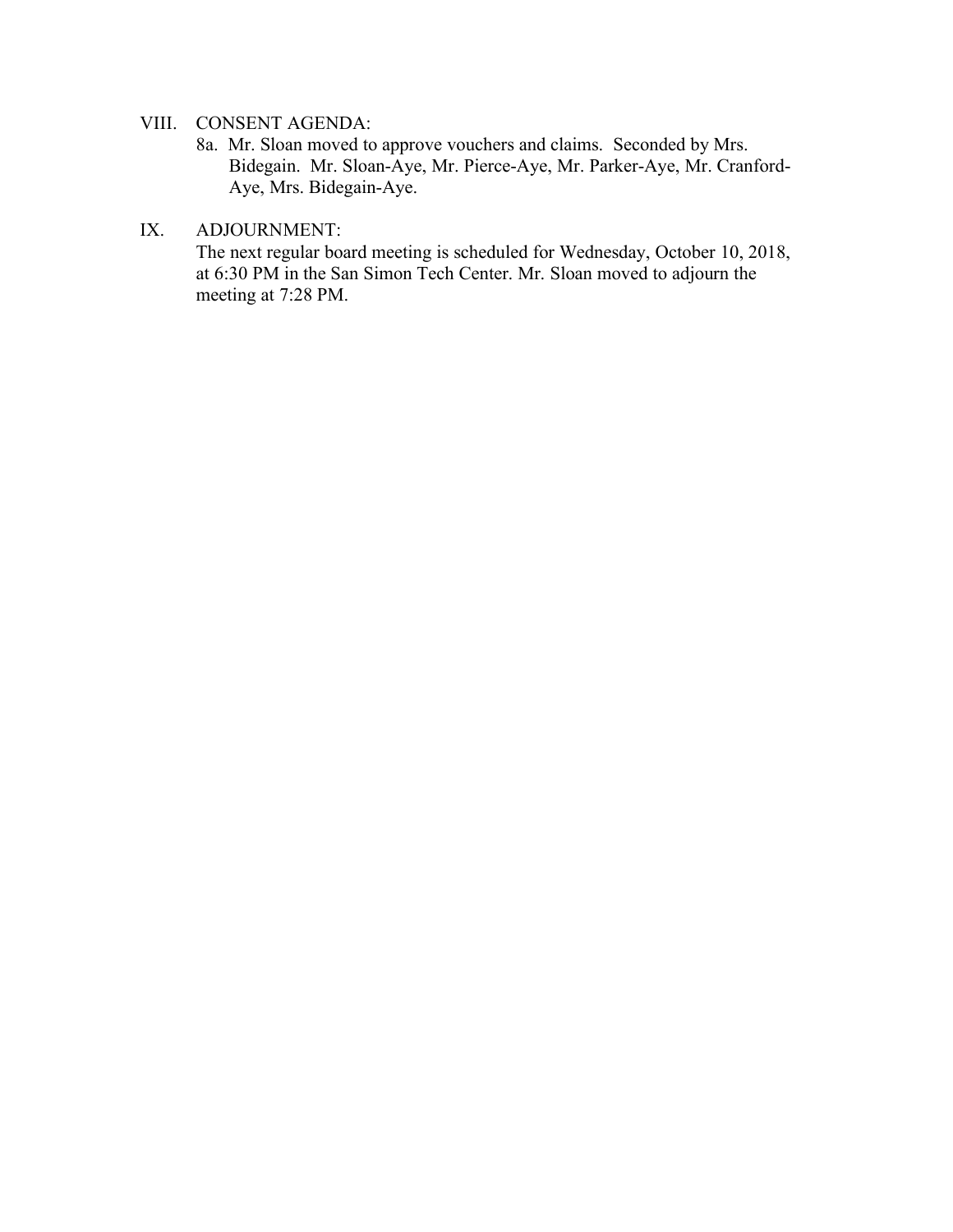VIII. CONSENT AGENDA:

8a. Mr. Sloan moved to approve vouchers and claims. Seconded by Mrs. Bidegain. Mr. Sloan-Aye, Mr. Pierce-Aye, Mr. Parker-Aye, Mr. Cranford-Aye, Mrs. Bidegain-Aye.

IX. ADJOURNMENT:

The next regular board meeting is scheduled for Wednesday, October 10, 2018, at 6:30 PM in the San Simon Tech Center. Mr. Sloan moved to adjourn the meeting at 7:28 PM.